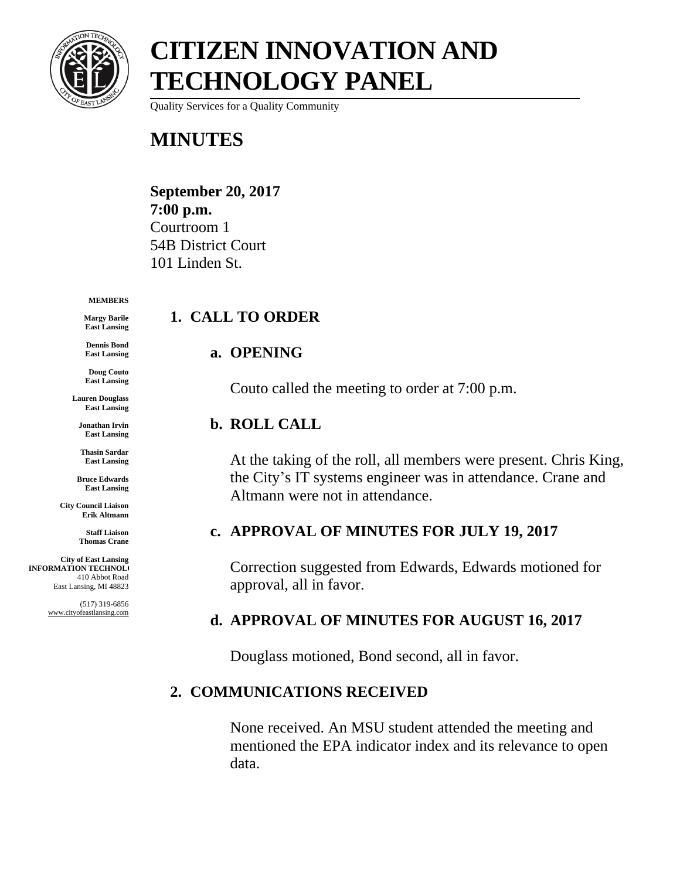# CITIZEN INNOVATION AND TECHNOLOGY PANEL

Quality Services for a Quality Community

# MINUTES

**September 20, 2017**
**7:00 p.m.**
Courtroom 1
54B District Court
101 Linden St.

**MEMBERS**

**Margy Barile**
**East Lansing**

**Dennis Bond**
**East Lansing**

**Doug Couto**
**East Lansing**

**Lauren Douglass**
**East Lansing**

**Jonathan Irvin**
**East Lansing**

**Thasin Sardar**
**East Lansing**

**Bruce Edwards**
**East Lansing**

**City Council Liaison**
**Erik Altmann**

**Staff Liaison**
**Thomas Crane**

**City of East Lansing**
**INFORMATION TECHNOL(**
410 Abbot Road
East Lansing, MI 48823

(517) 319-6856
www.cityofeastlansing.com

## 1. CALL TO ORDER

### a. OPENING

Couto called the meeting to order at 7:00 p.m.

### b. ROLL CALL

At the taking of the roll, all members were present. Chris King, the City's IT systems engineer was in attendance. Crane and Altmann were not in attendance.

### c. APPROVAL OF MINUTES FOR JULY 19, 2017

Correction suggested from Edwards, Edwards motioned for approval, all in favor.

### d. APPROVAL OF MINUTES FOR AUGUST 16, 2017

Douglass motioned, Bond second, all in favor.

## 2. COMMUNICATIONS RECEIVED

None received. An MSU student attended the meeting and mentioned the EPA indicator index and its relevance to open data.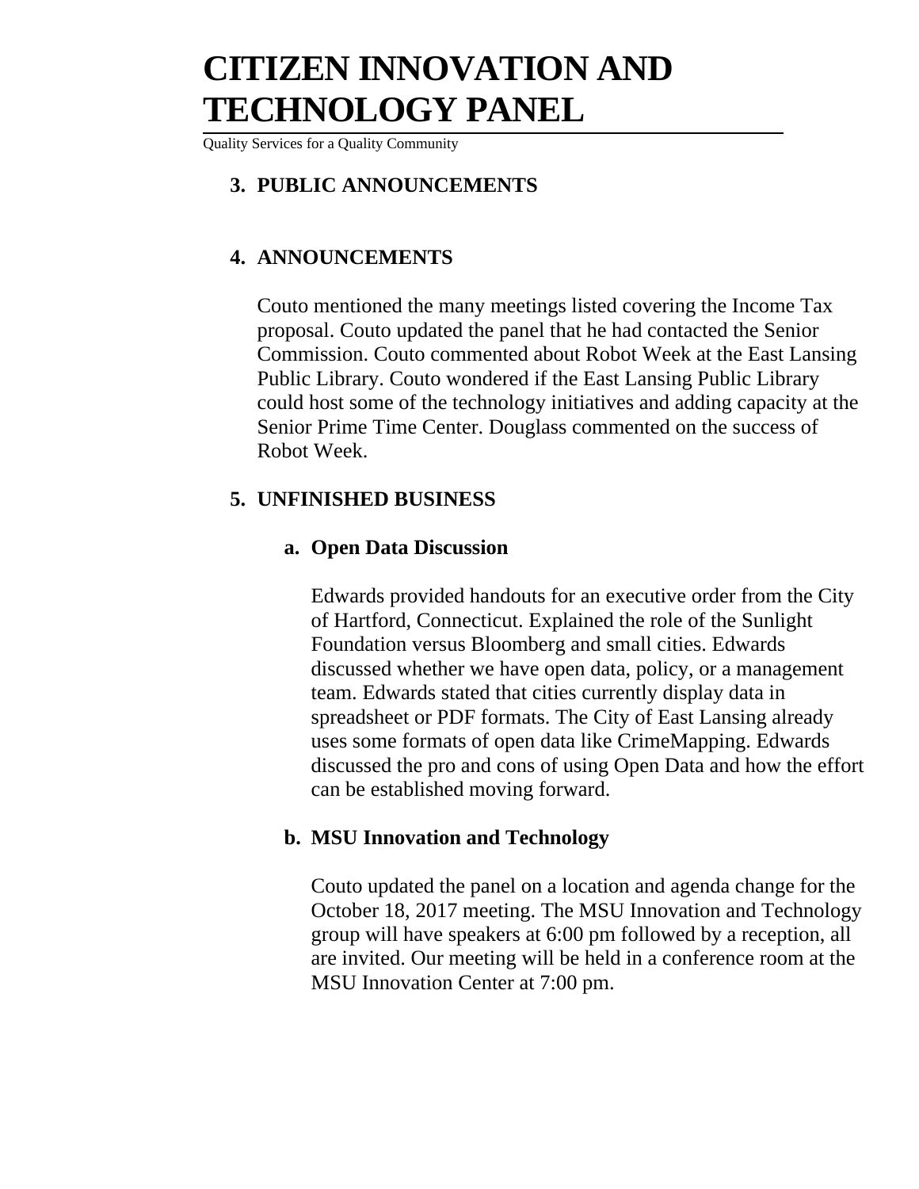# CITIZEN INNOVATION AND TECHNOLOGY PANEL

Quality Services for a Quality Community

## 3. PUBLIC ANNOUNCEMENTS

## 4. ANNOUNCEMENTS

Couto mentioned the many meetings listed covering the Income Tax proposal. Couto updated the panel that he had contacted the Senior Commission. Couto commented about Robot Week at the East Lansing Public Library. Couto wondered if the East Lansing Public Library could host some of the technology initiatives and adding capacity at the Senior Prime Time Center. Douglass commented on the success of Robot Week.

## 5. UNFINISHED BUSINESS

### a. Open Data Discussion

Edwards provided handouts for an executive order from the City of Hartford, Connecticut. Explained the role of the Sunlight Foundation versus Bloomberg and small cities. Edwards discussed whether we have open data, policy, or a management team. Edwards stated that cities currently display data in spreadsheet or PDF formats. The City of East Lansing already uses some formats of open data like CrimeMapping. Edwards discussed the pro and cons of using Open Data and how the effort can be established moving forward.

### b. MSU Innovation and Technology

Couto updated the panel on a location and agenda change for the October 18, 2017 meeting. The MSU Innovation and Technology group will have speakers at 6:00 pm followed by a reception, all are invited. Our meeting will be held in a conference room at the MSU Innovation Center at 7:00 pm.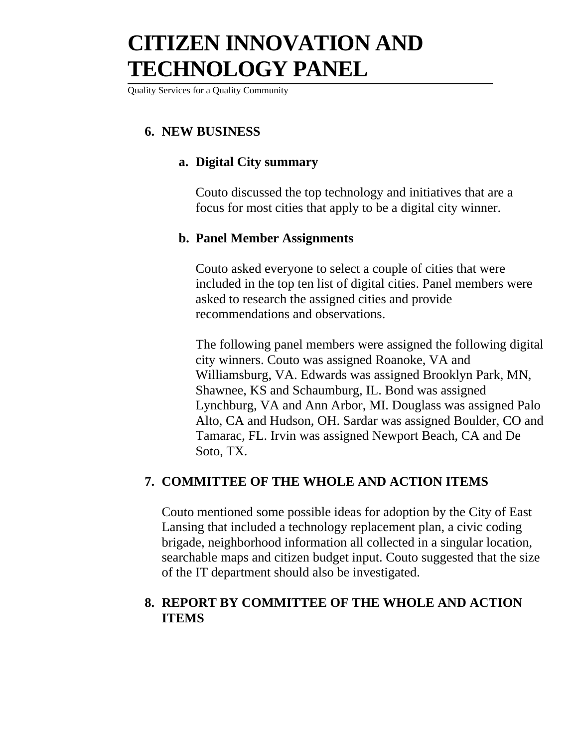# CITIZEN INNOVATION AND TECHNOLOGY PANEL

Quality Services for a Quality Community

## 6. NEW BUSINESS

### a. Digital City summary

Couto discussed the top technology and initiatives that are a focus for most cities that apply to be a digital city winner.

### b. Panel Member Assignments

Couto asked everyone to select a couple of cities that were included in the top ten list of digital cities. Panel members were asked to research the assigned cities and provide recommendations and observations.

The following panel members were assigned the following digital city winners. Couto was assigned Roanoke, VA and Williamsburg, VA. Edwards was assigned Brooklyn Park, MN, Shawnee, KS and Schaumburg, IL. Bond was assigned Lynchburg, VA and Ann Arbor, MI. Douglass was assigned Palo Alto, CA and Hudson, OH. Sardar was assigned Boulder, CO and Tamarac, FL. Irvin was assigned Newport Beach, CA and De Soto, TX.

## 7. COMMITTEE OF THE WHOLE AND ACTION ITEMS

Couto mentioned some possible ideas for adoption by the City of East Lansing that included a technology replacement plan, a civic coding brigade, neighborhood information all collected in a singular location, searchable maps and citizen budget input. Couto suggested that the size of the IT department should also be investigated.

## 8. REPORT BY COMMITTEE OF THE WHOLE AND ACTION ITEMS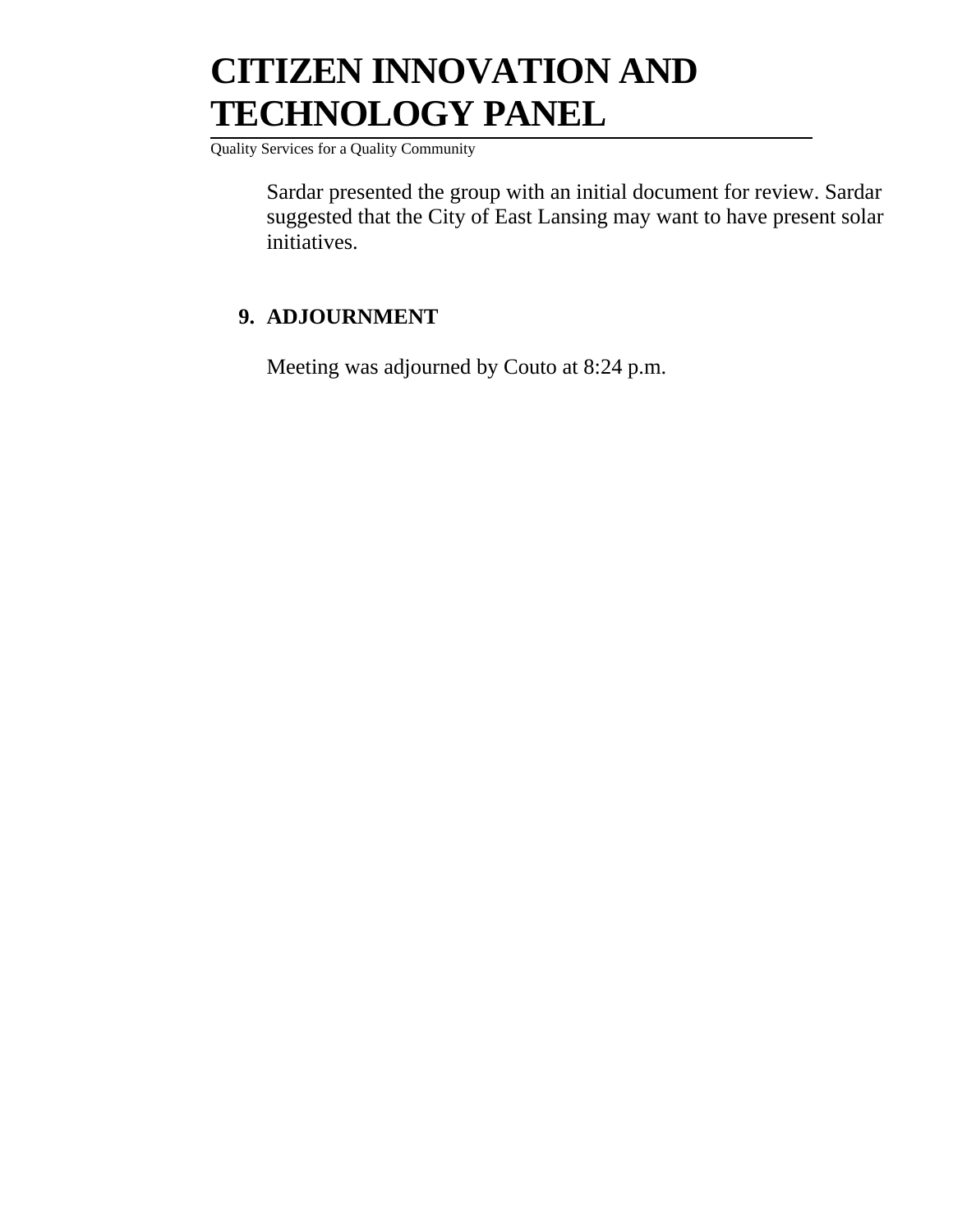Sardar presented the group with an initial document for review. Sardar suggested that the City of East Lansing may want to have present solar initiatives.

## 9. ADJOURNMENT

Meeting was adjourned by Couto at 8:24 p.m.